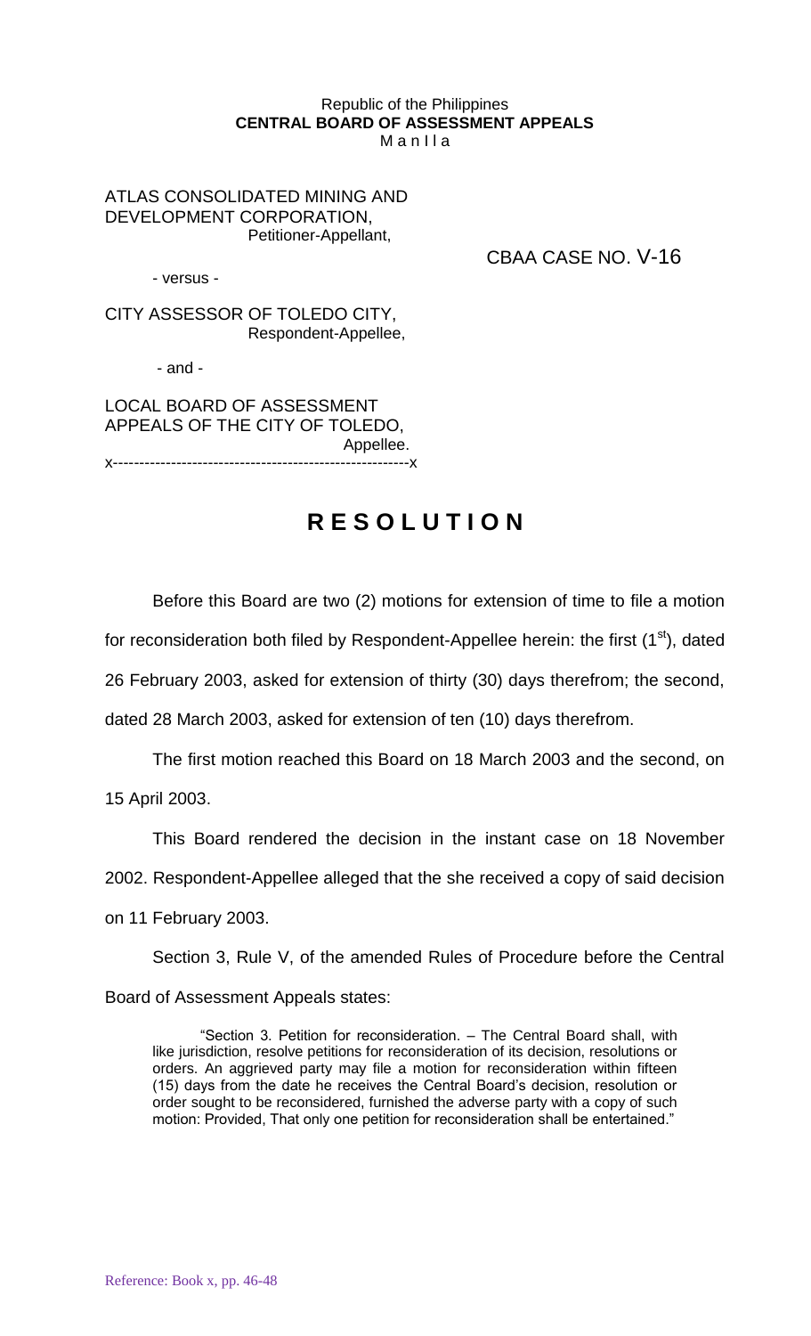Republic of the Philippines
**CENTRAL BOARD OF ASSESSMENT APPEALS**
M a n I l a

ATLAS CONSOLIDATED MINING AND DEVELOPMENT CORPORATION,
Petitioner-Appellant,

CBAA CASE NO. V-16

- versus -

CITY ASSESSOR OF TOLEDO CITY,
Respondent-Appellee,

- and -

LOCAL BOARD OF ASSESSMENT APPEALS OF THE CITY OF TOLEDO,
Appellee.
x--------------------------------------------------------x

# R E S O L U T I O N

Before this Board are two (2) motions for extension of time to file a motion for reconsideration both filed by Respondent-Appellee herein: the first (1st), dated 26 February 2003, asked for extension of thirty (30) days therefrom; the second, dated 28 March 2003, asked for extension of ten (10) days therefrom.

The first motion reached this Board on 18 March 2003 and the second, on 15 April 2003.

This Board rendered the decision in the instant case on 18 November 2002. Respondent-Appellee alleged that the she received a copy of said decision on 11 February 2003.

Section 3, Rule V, of the amended Rules of Procedure before the Central Board of Assessment Appeals states:

> "Section 3. Petition for reconsideration. – The Central Board shall, with like jurisdiction, resolve petitions for reconsideration of its decision, resolutions or orders. An aggrieved party may file a motion for reconsideration within fifteen (15) days from the date he receives the Central Board's decision, resolution or order sought to be reconsidered, furnished the adverse party with a copy of such motion: Provided, That only one petition for reconsideration shall be entertained."

Reference: Book x, pp. 46-48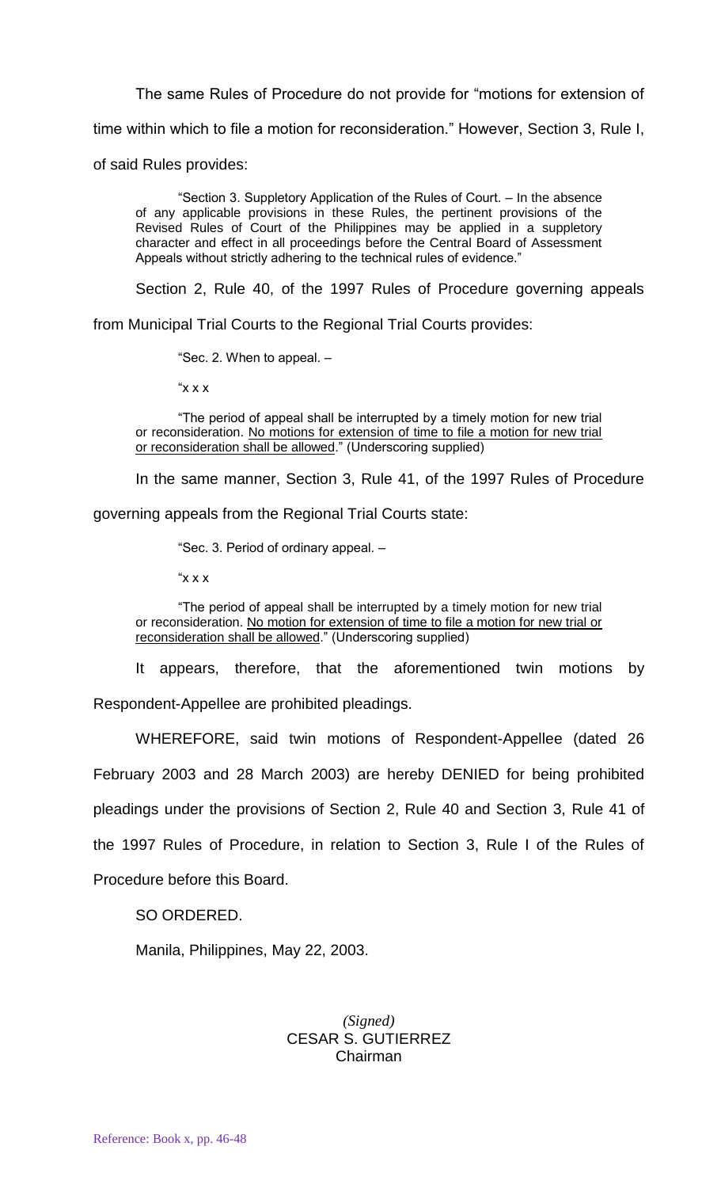The same Rules of Procedure do not provide for "motions for extension of time within which to file a motion for reconsideration." However, Section 3, Rule I, of said Rules provides:

> "Section 3. Suppletory Application of the Rules of Court. – In the absence of any applicable provisions in these Rules, the pertinent provisions of the Revised Rules of Court of the Philippines may be applied in a suppletory character and effect in all proceedings before the Central Board of Assessment Appeals without strictly adhering to the technical rules of evidence."

Section 2, Rule 40, of the 1997 Rules of Procedure governing appeals from Municipal Trial Courts to the Regional Trial Courts provides:

> "Sec. 2. When to appeal. –
>
> "x x x
>
> "The period of appeal shall be interrupted by a timely motion for new trial or reconsideration. <u>No motions for extension of time to file a motion for new trial or reconsideration shall be allowed</u>." (Underscoring supplied)

In the same manner, Section 3, Rule 41, of the 1997 Rules of Procedure governing appeals from the Regional Trial Courts state:

> "Sec. 3. Period of ordinary appeal. –
>
> "x x x
>
> "The period of appeal shall be interrupted by a timely motion for new trial or reconsideration. <u>No motion for extension of time to file a motion for new trial or reconsideration shall be allowed</u>." (Underscoring supplied)

It appears, therefore, that the aforementioned twin motions by Respondent-Appellee are prohibited pleadings.

WHEREFORE, said twin motions of Respondent-Appellee (dated 26 February 2003 and 28 March 2003) are hereby DENIED for being prohibited pleadings under the provisions of Section 2, Rule 40 and Section 3, Rule 41 of the 1997 Rules of Procedure, in relation to Section 3, Rule I of the Rules of Procedure before this Board.

SO ORDERED.

Manila, Philippines, May 22, 2003.

*(Signed)*
CESAR S. GUTIERREZ
Chairman

Reference: Book x, pp. 46-48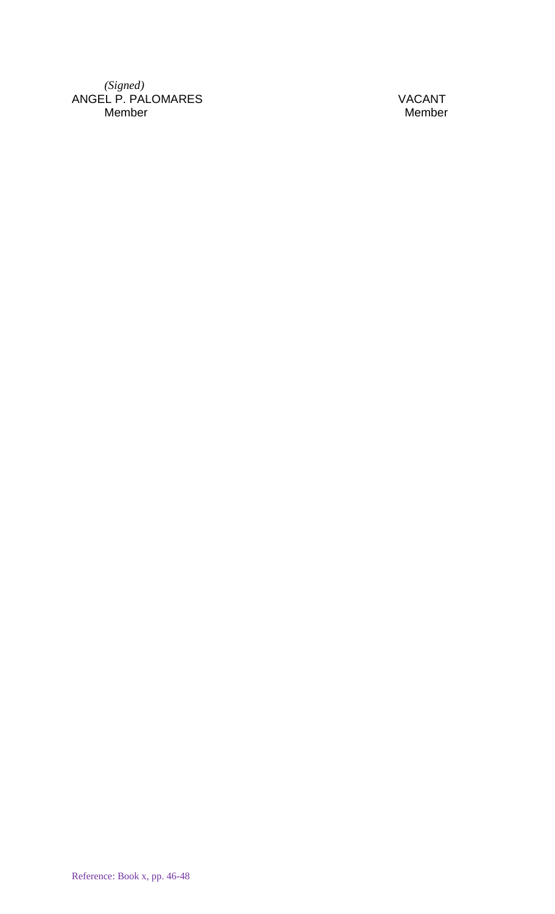| | |
|---|---|
| *(Signed)* | |
| ANGEL P. PALOMARES | VACANT |
| Member | Member |

Reference: Book x, pp. 46-48